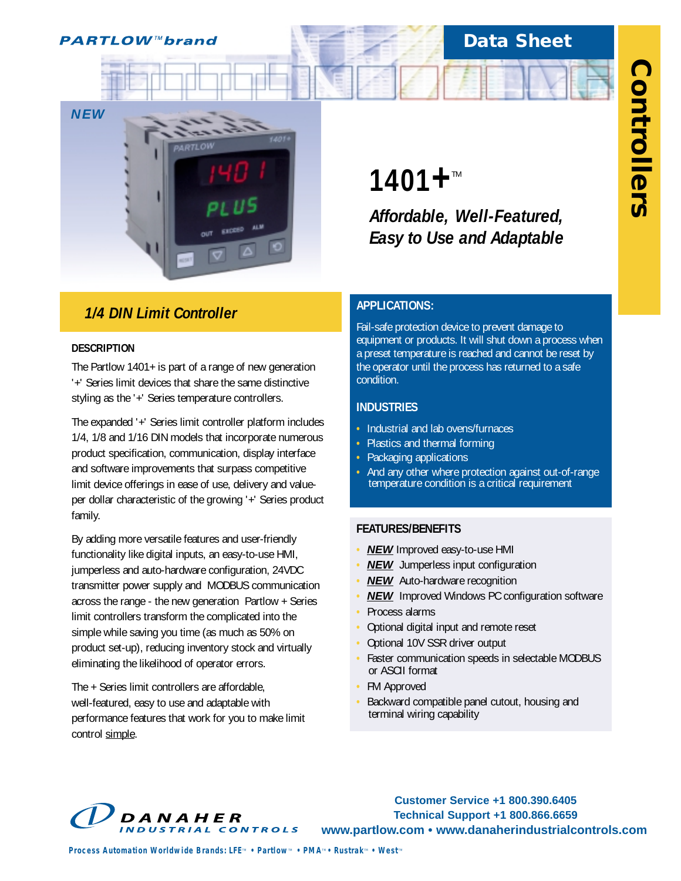PARTLOW™ brand

# Data Sheet

Controllers

NEW

# 1401+™

*Affordable, Well-Featured, Easy to Use and Adaptable*

## *1/4 DIN Limit Controller*

### DESCRIPTION

The Partlow 1401+ is part of a range of new generation '+' Series limit devices that share the same distinctive styling as the '+' Series temperature controllers.

The expanded '+' Series limit controller platform includes 1/4, 1/8 and 1/16 DIN models that incorporate numerous product specification, communication, display interface and software improvements that surpass competitive limit device offerings in ease of use, delivery and value-per dollar characteristic of the growing '+' Series product family.

By adding more versatile features and user-friendly functionality like digital inputs, an easy-to-use HMI, jumperless and auto-hardware configuration, 24VDC transmitter power supply and MODBUS communication across the range - the new generation Partlow + Series limit controllers transform the complicated into the simple while saving you time (as much as 50% on product set-up), reducing inventory stock and virtually eliminating the likelihood of operator errors.

The + Series limit controllers are affordable, well-featured, easy to use and adaptable with performance features that work for you to make limit control simple.

### APPLICATIONS:

Fail-safe protection device to prevent damage to equipment or products. It will shut down a process when a preset temperature is reached and cannot be reset by the operator until the process has returned to a safe condition.

### INDUSTRIES

- Industrial and lab ovens/furnaces
- Plastics and thermal forming
- Packaging applications
- And any other where protection against out-of-range temperature condition is a critical requirement

### FEATURES/BENEFITS

- ***NEW*** Improved easy-to-use HMI
- ***NEW*** Jumperless input configuration
- ***NEW*** Auto-hardware recognition
- ***NEW*** Improved Windows PC configuration software
- Process alarms
- Optional digital input and remote reset
- Optional 10V SSR driver output
- Faster communication speeds in selectable MODBUS or ASCII format
- FM Approved
- Backward compatible panel cutout, housing and terminal wiring capability

DANAHER INDUSTRIAL CONTROLS

**Customer Service +1 800.390.6405**
**Technical Support +1 800.866.6659**
**www.partlow.com • www.danaherindustrialcontrols.com**

Process Automation Worldwide Brands: LFE™ • Partlow™ • PMA™ • Rustrak™ • West™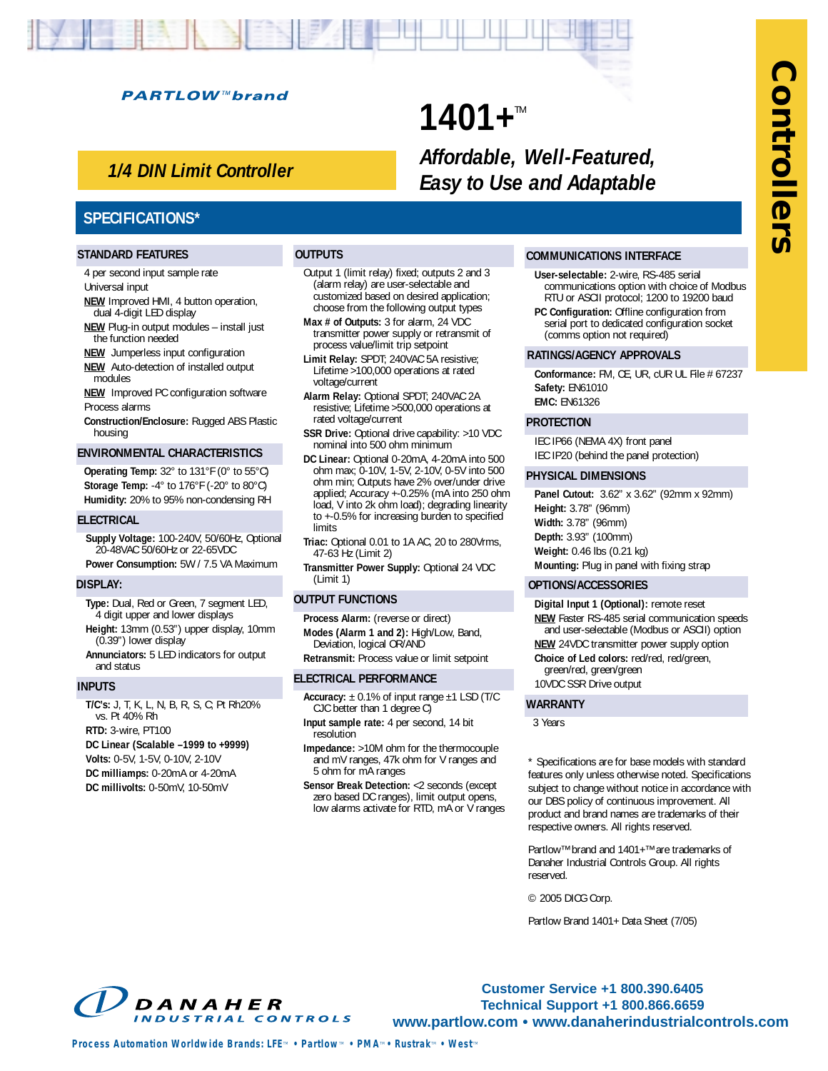PARTLOW™ brand

# 1401+™

## 1/4 DIN Limit Controller

*Affordable, Well-Featured, Easy to Use and Adaptable*

Controllers

## SPECIFICATIONS*

### STANDARD FEATURES

- 4 per second input sample rate
- Universal input
- NEW Improved HMI, 4 button operation, dual 4-digit LED display
- NEW Plug-in output modules – install just the function needed
- NEW Jumperless input configuration
- NEW Auto-detection of installed output modules
- NEW Improved PC configuration software
- Process alarms
- **Construction/Enclosure:** Rugged ABS Plastic housing

### ENVIRONMENTAL CHARACTERISTICS

**Operating Temp:** 32° to 131°F (0° to 55°C)
**Storage Temp:** -4° to 176°F (-20° to 80°C)
**Humidity:** 20% to 95% non-condensing RH

### ELECTRICAL

**Supply Voltage:** 100-240V, 50/60Hz, Optional 20-48VAC 50/60Hz or 22-65VDC
**Power Consumption:** 5W / 7.5 VA Maximum

### DISPLAY:

**Type:** Dual, Red or Green, 7 segment LED, 4 digit upper and lower displays
**Height:** 13mm (0.53") upper display, 10mm (0.39") lower display
**Annunciators:** 5 LED indicators for output and status

### INPUTS

**T/C's:** J, T, K, L, N, B, R, S, C, Pt Rh20% vs. Pt 40% Rh
**RTD:** 3-wire, PT100
**DC Linear (Scalable –1999 to +9999)**
**Volts:** 0-5V, 1-5V, 0-10V, 2-10V
**DC milliamps:** 0-20mA or 4-20mA
**DC millivolts:** 0-50mV, 10-50mV

### OUTPUTS

Output 1 (limit relay) fixed; outputs 2 and 3 (alarm relay) are user-selectable and customized based on desired application; choose from the following output types

**Max # of Outputs:** 3 for alarm, 24 VDC transmitter power supply or retransmit of process value/limit trip setpoint
**Limit Relay:** SPDT; 240VAC 5A resistive; Lifetime >100,000 operations at rated voltage/current
**Alarm Relay:** Optional SPDT; 240VAC 2A resistive; Lifetime >500,000 operations at rated voltage/current
**SSR Drive:** Optional drive capability: >10 VDC nominal into 500 ohm minimum
**DC Linear:** Optional 0-20mA, 4-20mA into 500 ohm max; 0-10V, 1-5V, 2-10V, 0-5V into 500 ohm min; Outputs have 2% over/under drive applied; Accuracy +-0.25% (mA into 250 ohm load, V into 2k ohm load); degrading linearity to +-0.5% for increasing burden to specified limits
**Triac:** Optional 0.01 to 1A AC, 20 to 280Vrms, 47-63 Hz (Limit 2)
**Transmitter Power Supply:** Optional 24 VDC (Limit 1)

### OUTPUT FUNCTIONS

**Process Alarm:** (reverse or direct)
**Modes (Alarm 1 and 2):** High/Low, Band, Deviation, logical OR/AND
**Retransmit:** Process value or limit setpoint

### ELECTRICAL PERFORMANCE

**Accuracy:** ± 0.1% of input range ±1 LSD (T/C CJC better than 1 degree C)
**Input sample rate:** 4 per second, 14 bit resolution
**Impedance:** >10M ohm for the thermocouple and mV ranges, 47k ohm for V ranges and 5 ohm for mA ranges
**Sensor Break Detection:** <2 seconds (except zero based DC ranges), limit output opens, low alarms activate for RTD, mA or V ranges

### COMMUNICATIONS INTERFACE

**User-selectable:** 2-wire, RS-485 serial communications option with choice of Modbus RTU or ASCII protocol; 1200 to 19200 baud
**PC Configuration:** Offline configuration from serial port to dedicated configuration socket (comms option not required)

### RATINGS/AGENCY APPROVALS

**Conformance:** FM, CE, UR, cUR UL File # 67237
**Safety:** EN61010
**EMC:** EN61326

### PROTECTION

IEC IP66 (NEMA 4X) front panel
IEC IP20 (behind the panel protection)

### PHYSICAL DIMENSIONS

**Panel Cutout:** 3.62" x 3.62" (92mm x 92mm)
**Height:** 3.78" (96mm)
**Width:** 3.78" (96mm)
**Depth:** 3.93" (100mm)
**Weight:** 0.46 lbs (0.21 kg)
**Mounting:** Plug in panel with fixing strap

### OPTIONS/ACCESSORIES

**Digital Input 1 (Optional):** remote reset
NEW Faster RS-485 serial communication speeds and user-selectable (Modbus or ASCII) option
NEW 24VDC transmitter power supply option
**Choice of Led colors:** red/red, red/green, green/red, green/green
10VDC SSR Drive output

### WARRANTY

3 Years

\* Specifications are for base models with standard features only unless otherwise noted. Specifications subject to change without notice in accordance with our DBS policy of continuous improvement. All product and brand names are trademarks of their respective owners. All rights reserved.

Partlow™ brand and 1401+™ are trademarks of Danaher Industrial Controls Group. All rights reserved.

© 2005 DICG Corp.

Partlow Brand 1401+ Data Sheet (7/05)

DANAHER INDUSTRIAL CONTROLS

**Customer Service +1 800.390.6405**
**Technical Support +1 800.866.6659**
**www.partlow.com • www.danaherindustrialcontrols.com**

**Process Automation Worldwide Brands: LFE™ • Partlow™ • PMA™ • Rustrak™ • West™**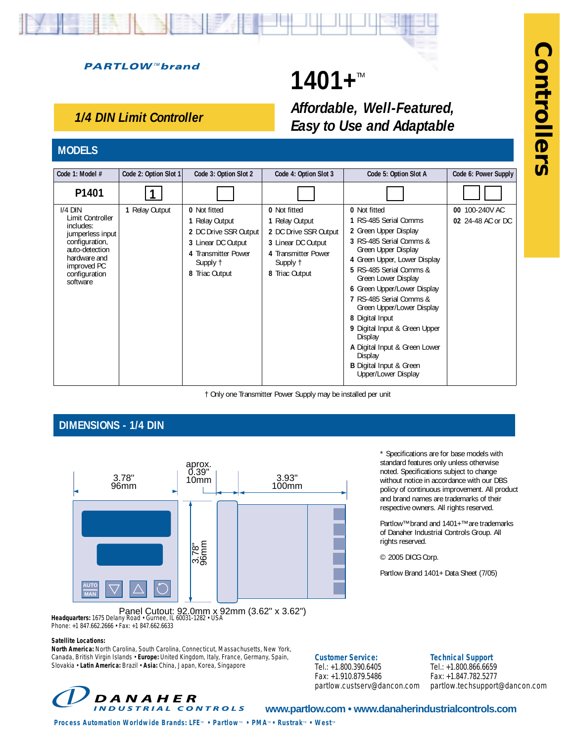**PARTLOW™brand**

# 1401+™

## 1/4 DIN Limit Controller

*Affordable, Well-Featured, Easy to Use and Adaptable*

**Controllers**

## MODELS

| Code 1: Model # | Code 2: Option Slot 1 | Code 3: Option Slot 2 | Code 4: Option Slot 3 | Code 5: Option Slot A | Code 6: Power Supply |
|---|---|---|---|---|---|
| **P1401** | **1** | | | | |
| I/4 DIN Limit Controller includes: jumperless input configuration, auto-detection hardware and improved PC configuration software | **1** Relay Output | **0** Not fitted<br>**1** Relay Output<br>**2** DC Drive SSR Output<br>**3** Linear DC Output<br>**4** Transmitter Power Supply †<br>**8** Triac Output | **0** Not fitted<br>**1** Relay Output<br>**2** DC Drive SSR Output<br>**3** Linear DC Output<br>**4** Transmitter Power Supply †<br>**8** Triac Output | **0** Not fitted<br>**1** RS-485 Serial Comms<br>**2** Green Upper Display<br>**3** RS-485 Serial Comms & Green Upper Display<br>**4** Green Upper, Lower Display<br>**5** RS-485 Serial Comms & Green Lower Display<br>**6** Green Upper/Lower Display<br>**7** RS-485 Serial Comms & Green Upper/Lower Display<br>**8** Digital Input<br>**9** Digital Input & Green Upper Display<br>**A** Digital Input & Green Lower Display<br>**B** Digital Input & Green Upper/Lower Display | **00** 100-240V AC<br>**02** 24-48 AC or DC |

† Only one Transmitter Power Supply may be installed per unit

## DIMENSIONS - 1/4 DIN

3.78" 96mm | aprox. 0.39" 10mm | 3.93" 100mm | 3.78" 96mm

AUTO MAN

Panel Cutout: 92.0mm x 92mm (3.62" x 3.62")

\* Specifications are for base models with standard features only unless otherwise noted. Specifications subject to change without notice in accordance with our DBS policy of continuous improvement. All product and brand names are trademarks of their respective owners. All rights reserved.

Partlow™brand and 1401+™are trademarks of Danaher Industrial Controls Group. All rights reserved.

© 2005 DICG Corp.

Partlow Brand 1401+ Data Sheet (7/05)

**Headquarters:** 1675 Delany Road • Gurnee, IL 60031-1282 • USA
Phone: +1 847.662.2666 • Fax: +1 847.662.6633

**Satellite Locations:**
**North America:** North Carolina, South Carolina, Connecticut, Massachusetts, New York, Canada, British Virgin Islands • **Europe:** United Kingdom, Italy, France, Germany, Spain, Slovakia • **Latin America:** Brazil • **Asia:** China, Japan, Korea, Singapore

**Customer Service:**
Tel.: +1.800.390.6405
Fax: +1.910.879.5486
partlow.custserv@dancon.com

**Technical Support**
Tel.: +1.800.866.6659
Fax: +1.847.782.5277
partlow.techsupport@dancon.com

DANAHER INDUSTRIAL CONTROLS

www.partlow.com • www.danaherindustrialcontrols.com

Process Automation Worldwide Brands: LFE™ • Partlow™ • PMA™ • Rustrak™ • West™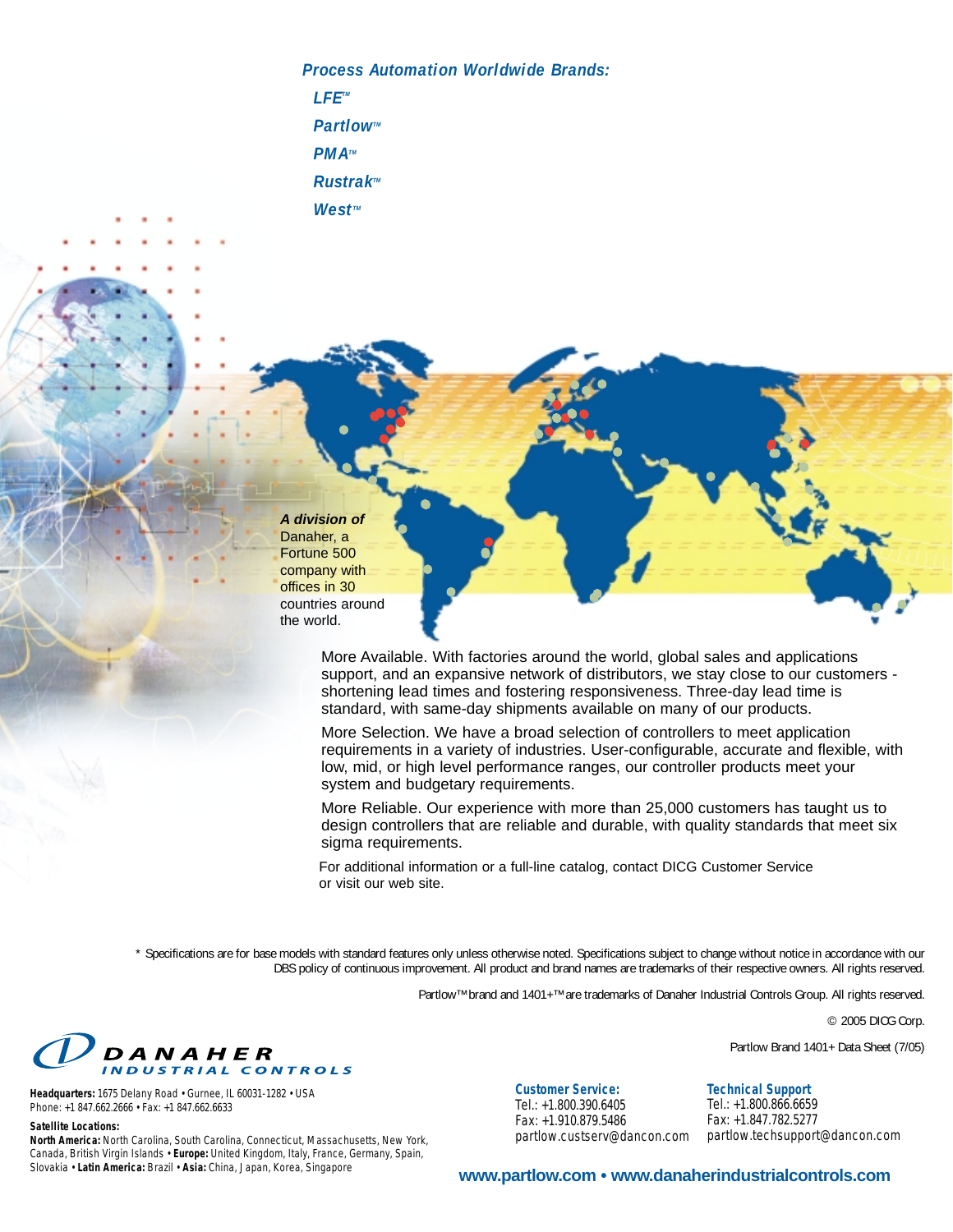***Process Automation Worldwide Brands:***

***LFE™***

***Partlow™***

***PMA™***

***Rustrak™***

***West™***

***A division of*** Danaher, a Fortune 500 company with offices in 30 countries around the world.

More Available. With factories around the world, global sales and applications support, and an expansive network of distributors, we stay close to our customers - shortening lead times and fostering responsiveness. Three-day lead time is standard, with same-day shipments available on many of our products.

More Selection. We have a broad selection of controllers to meet application requirements in a variety of industries. User-configurable, accurate and flexible, with low, mid, or high level performance ranges, our controller products meet your system and budgetary requirements.

More Reliable. Our experience with more than 25,000 customers has taught us to design controllers that are reliable and durable, with quality standards that meet six sigma requirements.

For additional information or a full-line catalog, contact DICG Customer Service or visit our web site.

\* Specifications are for base models with standard features only unless otherwise noted. Specifications subject to change without notice in accordance with our DBS policy of continuous improvement. All product and brand names are trademarks of their respective owners. All rights reserved.

Partlow™ brand and 1401+™ are trademarks of Danaher Industrial Controls Group. All rights reserved.

© 2005 DICG Corp.

Partlow Brand 1401+ Data Sheet (7/05)

**DANAHER**
**INDUSTRIAL CONTROLS**

**Headquarters:** 1675 Delany Road • Gurnee, IL 60031-1282 • USA
Phone: +1 847.662.2666 • Fax: +1 847.662.6633

**Satellite Locations:**
**North America:** North Carolina, South Carolina, Connecticut, Massachusetts, New York, Canada, British Virgin Islands • **Europe:** United Kingdom, Italy, France, Germany, Spain, Slovakia • **Latin America:** Brazil • **Asia:** China, Japan, Korea, Singapore

**Customer Service:**
Tel.: +1.800.390.6405
Fax: +1.910.879.5486
partlow.custserv@dancon.com

**Technical Support**
Tel.: +1.800.866.6659
Fax: +1.847.782.5277
partlow.techsupport@dancon.com

**www.partlow.com • www.danaherindustrialcontrols.com**